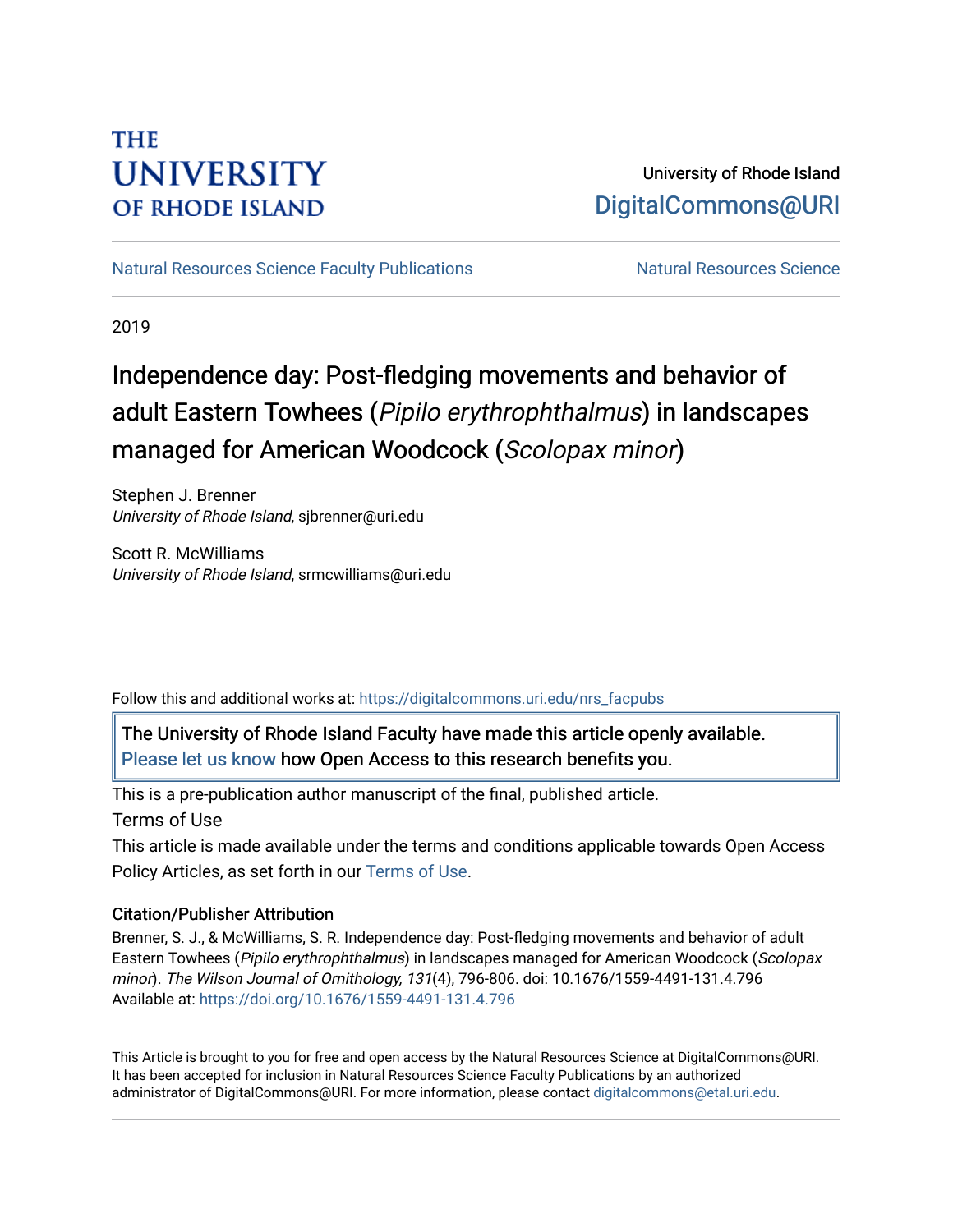THE UNIVERSITY OF RHODE ISLAND

University of Rhode Island
DigitalCommons@URI

Natural Resources Science Faculty Publications | Natural Resources Science

2019

# Independence day: Post-fledging movements and behavior of adult Eastern Towhees (*Pipilo erythrophthalmus*) in landscapes managed for American Woodcock (*Scolopax minor*)

Stephen J. Brenner
*University of Rhode Island*, sjbrenner@uri.edu

Scott R. McWilliams
*University of Rhode Island*, srmcwilliams@uri.edu

Follow this and additional works at: https://digitalcommons.uri.edu/nrs_facpubs

The University of Rhode Island Faculty have made this article openly available. Please let us know how Open Access to this research benefits you.

This is a pre-publication author manuscript of the final, published article.

Terms of Use

This article is made available under the terms and conditions applicable towards Open Access Policy Articles, as set forth in our Terms of Use.

### Citation/Publisher Attribution

Brenner, S. J., & McWilliams, S. R. Independence day: Post-fledging movements and behavior of adult Eastern Towhees (*Pipilo erythrophthalmus*) in landscapes managed for American Woodcock (*Scolopax minor*). *The Wilson Journal of Ornithology, 131*(4), 796-806. doi: 10.1676/1559-4491-131.4.796
Available at: https://doi.org/10.1676/1559-4491-131.4.796

This Article is brought to you for free and open access by the Natural Resources Science at DigitalCommons@URI. It has been accepted for inclusion in Natural Resources Science Faculty Publications by an authorized administrator of DigitalCommons@URI. For more information, please contact digitalcommons@etal.uri.edu.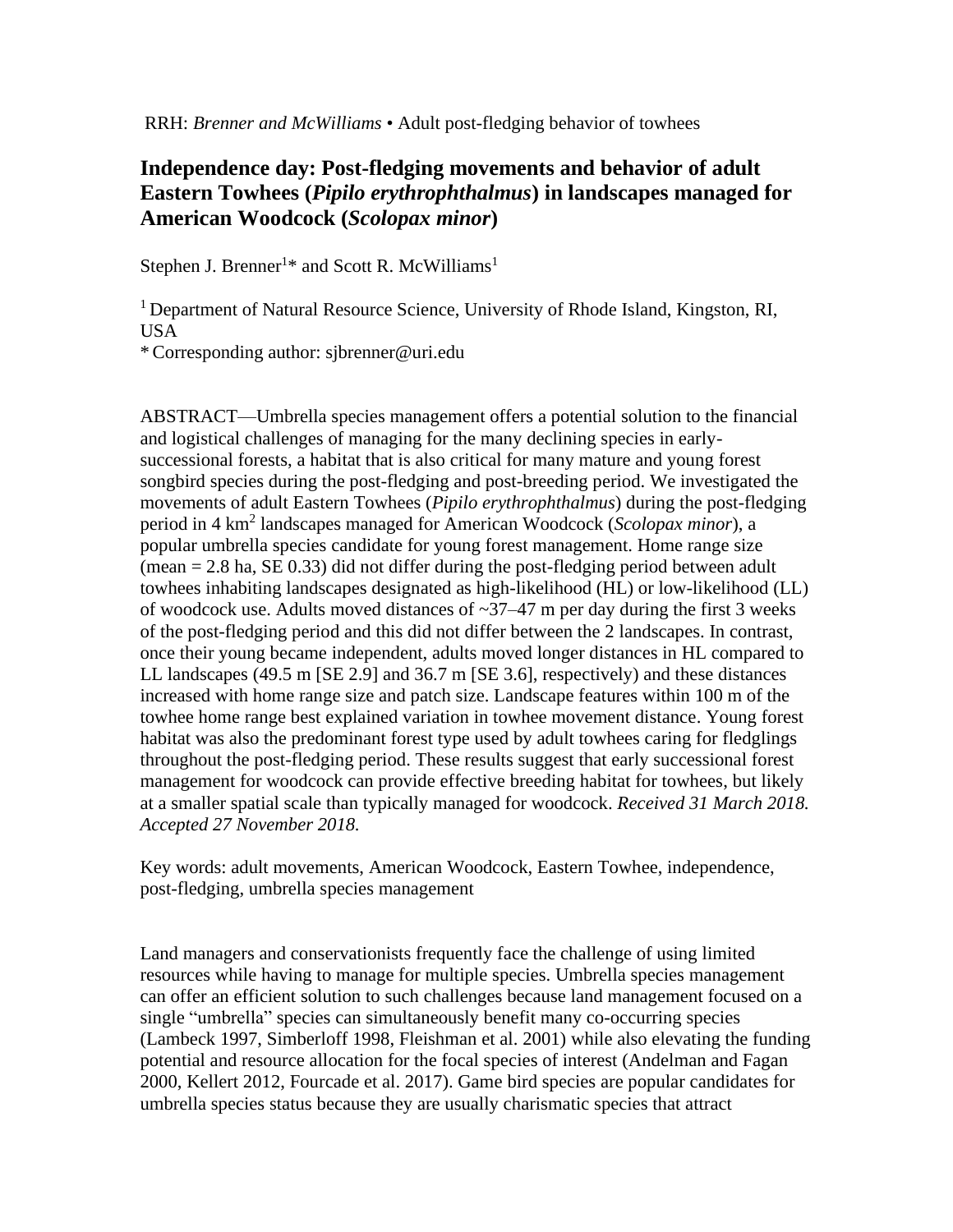RRH: *Brenner and McWilliams* • Adult post-fledging behavior of towhees

# Independence day: Post-fledging movements and behavior of adult Eastern Towhees (*Pipilo erythrophthalmus*) in landscapes managed for American Woodcock (*Scolopax minor*)

Stephen J. Brenner[1]* and Scott R. McWilliams[1]

[1] Department of Natural Resource Science, University of Rhode Island, Kingston, RI, USA

* Corresponding author: sjbrenner@uri.edu

ABSTRACT—Umbrella species management offers a potential solution to the financial and logistical challenges of managing for the many declining species in early-successional forests, a habitat that is also critical for many mature and young forest songbird species during the post-fledging and post-breeding period. We investigated the movements of adult Eastern Towhees (*Pipilo erythrophthalmus*) during the post-fledging period in 4 $km^2$ landscapes managed for American Woodcock (*Scolopax minor*), a popular umbrella species candidate for young forest management. Home range size (mean = 2.8 ha, SE 0.33) did not differ during the post-fledging period between adult towhees inhabiting landscapes designated as high-likelihood (HL) or low-likelihood (LL) of woodcock use. Adults moved distances of ~37–47 m per day during the first 3 weeks of the post-fledging period and this did not differ between the 2 landscapes. In contrast, once their young became independent, adults moved longer distances in HL compared to LL landscapes (49.5 m [SE 2.9] and 36.7 m [SE 3.6], respectively) and these distances increased with home range size and patch size. Landscape features within 100 m of the towhee home range best explained variation in towhee movement distance. Young forest habitat was also the predominant forest type used by adult towhees caring for fledglings throughout the post-fledging period. These results suggest that early successional forest management for woodcock can provide effective breeding habitat for towhees, but likely at a smaller spatial scale than typically managed for woodcock. *Received 31 March 2018. Accepted 27 November 2018.*

Key words: adult movements, American Woodcock, Eastern Towhee, independence, post-fledging, umbrella species management

Land managers and conservationists frequently face the challenge of using limited resources while having to manage for multiple species. Umbrella species management can offer an efficient solution to such challenges because land management focused on a single "umbrella" species can simultaneously benefit many co-occurring species (Lambeck 1997, Simberloff 1998, Fleishman et al. 2001) while also elevating the funding potential and resource allocation for the focal species of interest (Andelman and Fagan 2000, Kellert 2012, Fourcade et al. 2017). Game bird species are popular candidates for umbrella species status because they are usually charismatic species that attract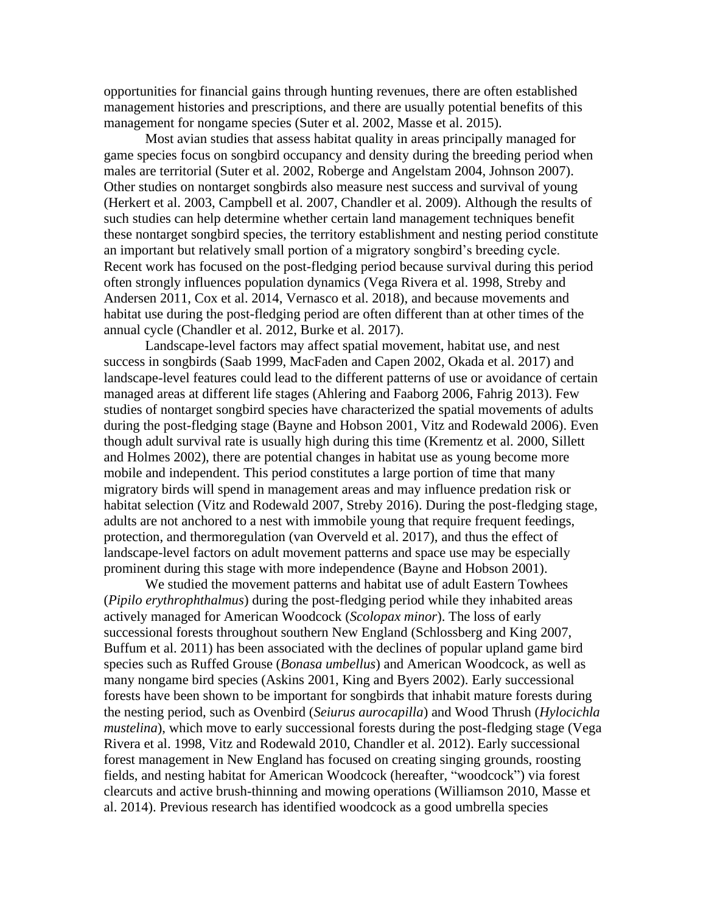opportunities for financial gains through hunting revenues, there are often established management histories and prescriptions, and there are usually potential benefits of this management for nongame species (Suter et al. 2002, Masse et al. 2015).

Most avian studies that assess habitat quality in areas principally managed for game species focus on songbird occupancy and density during the breeding period when males are territorial (Suter et al. 2002, Roberge and Angelstam 2004, Johnson 2007). Other studies on nontarget songbirds also measure nest success and survival of young (Herkert et al. 2003, Campbell et al. 2007, Chandler et al. 2009). Although the results of such studies can help determine whether certain land management techniques benefit these nontarget songbird species, the territory establishment and nesting period constitute an important but relatively small portion of a migratory songbird's breeding cycle. Recent work has focused on the post-fledging period because survival during this period often strongly influences population dynamics (Vega Rivera et al. 1998, Streby and Andersen 2011, Cox et al. 2014, Vernasco et al. 2018), and because movements and habitat use during the post-fledging period are often different than at other times of the annual cycle (Chandler et al. 2012, Burke et al. 2017).

Landscape-level factors may affect spatial movement, habitat use, and nest success in songbirds (Saab 1999, MacFaden and Capen 2002, Okada et al. 2017) and landscape-level features could lead to the different patterns of use or avoidance of certain managed areas at different life stages (Ahlering and Faaborg 2006, Fahrig 2013). Few studies of nontarget songbird species have characterized the spatial movements of adults during the post-fledging stage (Bayne and Hobson 2001, Vitz and Rodewald 2006). Even though adult survival rate is usually high during this time (Krementz et al. 2000, Sillett and Holmes 2002), there are potential changes in habitat use as young become more mobile and independent. This period constitutes a large portion of time that many migratory birds will spend in management areas and may influence predation risk or habitat selection (Vitz and Rodewald 2007, Streby 2016). During the post-fledging stage, adults are not anchored to a nest with immobile young that require frequent feedings, protection, and thermoregulation (van Overveld et al. 2017), and thus the effect of landscape-level factors on adult movement patterns and space use may be especially prominent during this stage with more independence (Bayne and Hobson 2001).

We studied the movement patterns and habitat use of adult Eastern Towhees (*Pipilo erythrophthalmus*) during the post-fledging period while they inhabited areas actively managed for American Woodcock (*Scolopax minor*). The loss of early successional forests throughout southern New England (Schlossberg and King 2007, Buffum et al. 2011) has been associated with the declines of popular upland game bird species such as Ruffed Grouse (*Bonasa umbellus*) and American Woodcock, as well as many nongame bird species (Askins 2001, King and Byers 2002). Early successional forests have been shown to be important for songbirds that inhabit mature forests during the nesting period, such as Ovenbird (*Seiurus aurocapilla*) and Wood Thrush (*Hylocichla mustelina*), which move to early successional forests during the post-fledging stage (Vega Rivera et al. 1998, Vitz and Rodewald 2010, Chandler et al. 2012). Early successional forest management in New England has focused on creating singing grounds, roosting fields, and nesting habitat for American Woodcock (hereafter, "woodcock") via forest clearcuts and active brush-thinning and mowing operations (Williamson 2010, Masse et al. 2014). Previous research has identified woodcock as a good umbrella species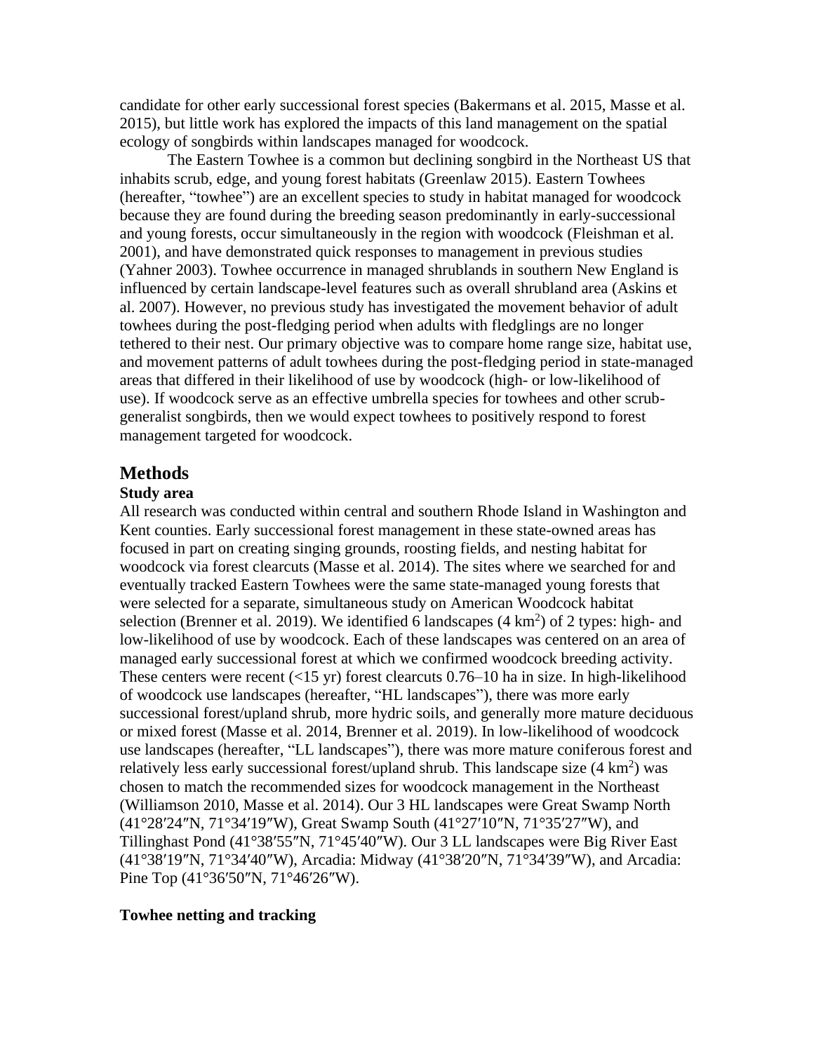candidate for other early successional forest species (Bakermans et al. 2015, Masse et al. 2015), but little work has explored the impacts of this land management on the spatial ecology of songbirds within landscapes managed for woodcock.

The Eastern Towhee is a common but declining songbird in the Northeast US that inhabits scrub, edge, and young forest habitats (Greenlaw 2015). Eastern Towhees (hereafter, "towhee") are an excellent species to study in habitat managed for woodcock because they are found during the breeding season predominantly in early-successional and young forests, occur simultaneously in the region with woodcock (Fleishman et al. 2001), and have demonstrated quick responses to management in previous studies (Yahner 2003). Towhee occurrence in managed shrublands in southern New England is influenced by certain landscape-level features such as overall shrubland area (Askins et al. 2007). However, no previous study has investigated the movement behavior of adult towhees during the post-fledging period when adults with fledglings are no longer tethered to their nest. Our primary objective was to compare home range size, habitat use, and movement patterns of adult towhees during the post-fledging period in state-managed areas that differed in their likelihood of use by woodcock (high- or low-likelihood of use). If woodcock serve as an effective umbrella species for towhees and other scrub-generalist songbirds, then we would expect towhees to positively respond to forest management targeted for woodcock.

## Methods

### Study area

All research was conducted within central and southern Rhode Island in Washington and Kent counties. Early successional forest management in these state-owned areas has focused in part on creating singing grounds, roosting fields, and nesting habitat for woodcock via forest clearcuts (Masse et al. 2014). The sites where we searched for and eventually tracked Eastern Towhees were the same state-managed young forests that were selected for a separate, simultaneous study on American Woodcock habitat selection (Brenner et al. 2019). We identified 6 landscapes (4 km$^2$) of 2 types: high- and low-likelihood of use by woodcock. Each of these landscapes was centered on an area of managed early successional forest at which we confirmed woodcock breeding activity. These centers were recent (<15 yr) forest clearcuts 0.76–10 ha in size. In high-likelihood of woodcock use landscapes (hereafter, "HL landscapes"), there was more early successional forest/upland shrub, more hydric soils, and generally more mature deciduous or mixed forest (Masse et al. 2014, Brenner et al. 2019). In low-likelihood of woodcock use landscapes (hereafter, "LL landscapes"), there was more mature coniferous forest and relatively less early successional forest/upland shrub. This landscape size (4 km$^2$) was chosen to match the recommended sizes for woodcock management in the Northeast (Williamson 2010, Masse et al. 2014). Our 3 HL landscapes were Great Swamp North (41°28′24″N, 71°34′19″W), Great Swamp South (41°27′10″N, 71°35′27″W), and Tillinghast Pond (41°38′55″N, 71°45′40″W). Our 3 LL landscapes were Big River East (41°38′19″N, 71°34′40″W), Arcadia: Midway (41°38′20″N, 71°34′39″W), and Arcadia: Pine Top (41°36′50″N, 71°46′26″W).

### Towhee netting and tracking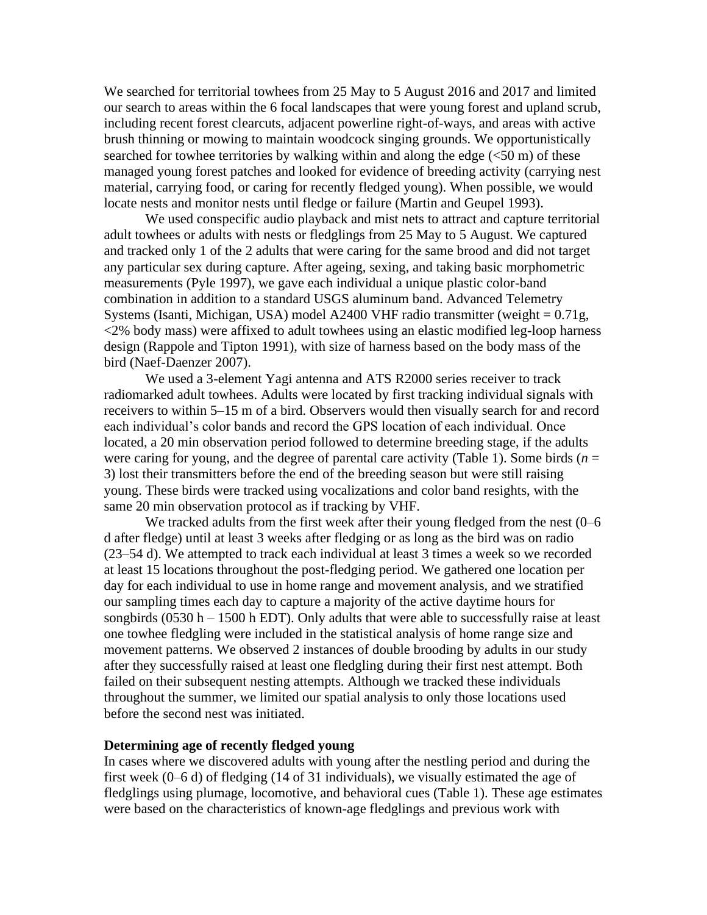We searched for territorial towhees from 25 May to 5 August 2016 and 2017 and limited our search to areas within the 6 focal landscapes that were young forest and upland scrub, including recent forest clearcuts, adjacent powerline right-of-ways, and areas with active brush thinning or mowing to maintain woodcock singing grounds. We opportunistically searched for towhee territories by walking within and along the edge (<50 m) of these managed young forest patches and looked for evidence of breeding activity (carrying nest material, carrying food, or caring for recently fledged young). When possible, we would locate nests and monitor nests until fledge or failure (Martin and Geupel 1993).

We used conspecific audio playback and mist nets to attract and capture territorial adult towhees or adults with nests or fledglings from 25 May to 5 August. We captured and tracked only 1 of the 2 adults that were caring for the same brood and did not target any particular sex during capture. After ageing, sexing, and taking basic morphometric measurements (Pyle 1997), we gave each individual a unique plastic color-band combination in addition to a standard USGS aluminum band. Advanced Telemetry Systems (Isanti, Michigan, USA) model A2400 VHF radio transmitter (weight = 0.71g, <2% body mass) were affixed to adult towhees using an elastic modified leg-loop harness design (Rappole and Tipton 1991), with size of harness based on the body mass of the bird (Naef-Daenzer 2007).

We used a 3-element Yagi antenna and ATS R2000 series receiver to track radiomarked adult towhees. Adults were located by first tracking individual signals with receivers to within 5–15 m of a bird. Observers would then visually search for and record each individual's color bands and record the GPS location of each individual. Once located, a 20 min observation period followed to determine breeding stage, if the adults were caring for young, and the degree of parental care activity (Table 1). Some birds ($n$ = 3) lost their transmitters before the end of the breeding season but were still raising young. These birds were tracked using vocalizations and color band resights, with the same 20 min observation protocol as if tracking by VHF.

We tracked adults from the first week after their young fledged from the nest (0–6 d after fledge) until at least 3 weeks after fledging or as long as the bird was on radio (23–54 d). We attempted to track each individual at least 3 times a week so we recorded at least 15 locations throughout the post-fledging period. We gathered one location per day for each individual to use in home range and movement analysis, and we stratified our sampling times each day to capture a majority of the active daytime hours for songbirds (0530 h – 1500 h EDT). Only adults that were able to successfully raise at least one towhee fledgling were included in the statistical analysis of home range size and movement patterns. We observed 2 instances of double brooding by adults in our study after they successfully raised at least one fledgling during their first nest attempt. Both failed on their subsequent nesting attempts. Although we tracked these individuals throughout the summer, we limited our spatial analysis to only those locations used before the second nest was initiated.

### Determining age of recently fledged young

In cases where we discovered adults with young after the nestling period and during the first week (0–6 d) of fledging (14 of 31 individuals), we visually estimated the age of fledglings using plumage, locomotive, and behavioral cues (Table 1). These age estimates were based on the characteristics of known-age fledglings and previous work with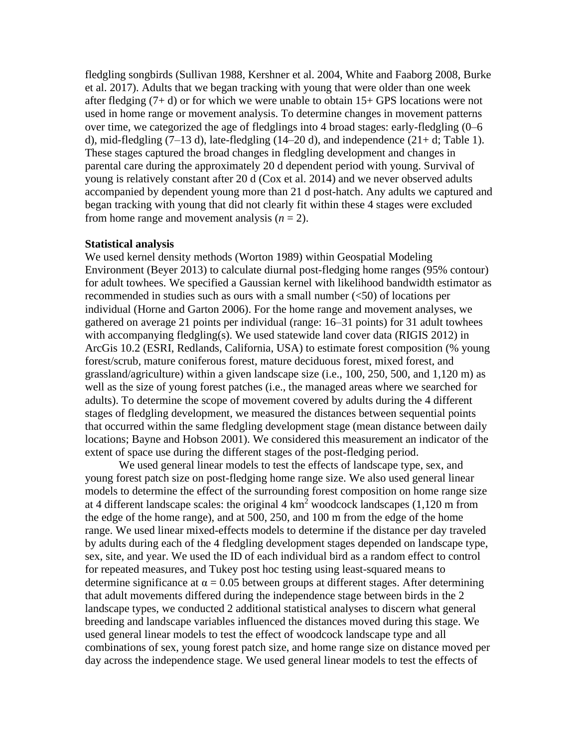fledgling songbirds (Sullivan 1988, Kershner et al. 2004, White and Faaborg 2008, Burke et al. 2017). Adults that we began tracking with young that were older than one week after fledging (7+ d) or for which we were unable to obtain 15+ GPS locations were not used in home range or movement analysis. To determine changes in movement patterns over time, we categorized the age of fledglings into 4 broad stages: early-fledgling (0–6 d), mid-fledgling (7–13 d), late-fledgling (14–20 d), and independence (21+ d; Table 1). These stages captured the broad changes in fledgling development and changes in parental care during the approximately 20 d dependent period with young. Survival of young is relatively constant after 20 d (Cox et al. 2014) and we never observed adults accompanied by dependent young more than 21 d post-hatch. Any adults we captured and began tracking with young that did not clearly fit within these 4 stages were excluded from home range and movement analysis (*n* = 2).

**Statistical analysis**

We used kernel density methods (Worton 1989) within Geospatial Modeling Environment (Beyer 2013) to calculate diurnal post-fledging home ranges (95% contour) for adult towhees. We specified a Gaussian kernel with likelihood bandwidth estimator as recommended in studies such as ours with a small number (<50) of locations per individual (Horne and Garton 2006). For the home range and movement analyses, we gathered on average 21 points per individual (range: 16–31 points) for 31 adult towhees with accompanying fledgling(s). We used statewide land cover data (RIGIS 2012) in ArcGis 10.2 (ESRI, Redlands, California, USA) to estimate forest composition (% young forest/scrub, mature coniferous forest, mature deciduous forest, mixed forest, and grassland/agriculture) within a given landscape size (i.e., 100, 250, 500, and 1,120 m) as well as the size of young forest patches (i.e., the managed areas where we searched for adults). To determine the scope of movement covered by adults during the 4 different stages of fledgling development, we measured the distances between sequential points that occurred within the same fledgling development stage (mean distance between daily locations; Bayne and Hobson 2001). We considered this measurement an indicator of the extent of space use during the different stages of the post-fledging period.

We used general linear models to test the effects of landscape type, sex, and young forest patch size on post-fledging home range size. We also used general linear models to determine the effect of the surrounding forest composition on home range size at 4 different landscape scales: the original 4 $km^2$ woodcock landscapes (1,120 m from the edge of the home range), and at 500, 250, and 100 m from the edge of the home range. We used linear mixed-effects models to determine if the distance per day traveled by adults during each of the 4 fledgling development stages depended on landscape type, sex, site, and year. We used the ID of each individual bird as a random effect to control for repeated measures, and Tukey post hoc testing using least-squared means to determine significance at $\alpha = 0.05$ between groups at different stages. After determining that adult movements differed during the independence stage between birds in the 2 landscape types, we conducted 2 additional statistical analyses to discern what general breeding and landscape variables influenced the distances moved during this stage. We used general linear models to test the effect of woodcock landscape type and all combinations of sex, young forest patch size, and home range size on distance moved per day across the independence stage. We used general linear models to test the effects of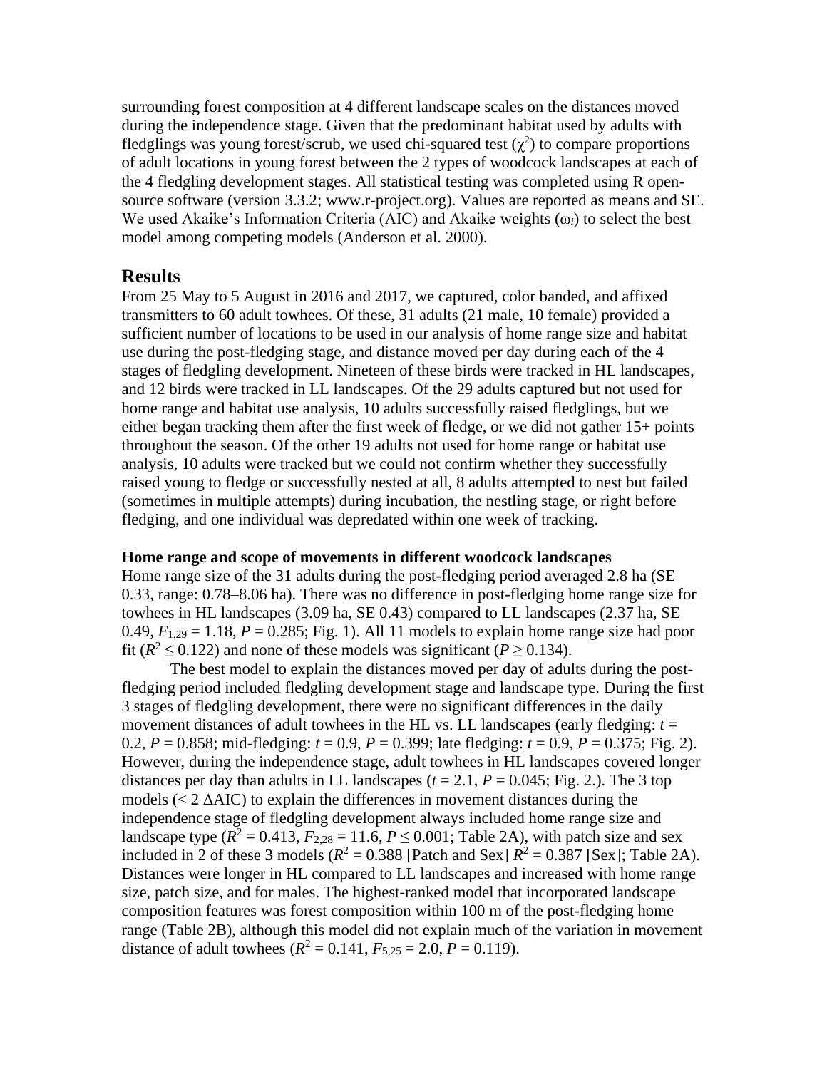surrounding forest composition at 4 different landscape scales on the distances moved during the independence stage. Given that the predominant habitat used by adults with fledglings was young forest/scrub, we used chi-squared test ($\chi^2$) to compare proportions of adult locations in young forest between the 2 types of woodcock landscapes at each of the 4 fledgling development stages. All statistical testing was completed using R open-source software (version 3.3.2; www.r-project.org). Values are reported as means and SE. We used Akaike's Information Criteria (AIC) and Akaike weights ($\omega_i$) to select the best model among competing models (Anderson et al. 2000).

## Results

From 25 May to 5 August in 2016 and 2017, we captured, color banded, and affixed transmitters to 60 adult towhees. Of these, 31 adults (21 male, 10 female) provided a sufficient number of locations to be used in our analysis of home range size and habitat use during the post-fledging stage, and distance moved per day during each of the 4 stages of fledgling development. Nineteen of these birds were tracked in HL landscapes, and 12 birds were tracked in LL landscapes. Of the 29 adults captured but not used for home range and habitat use analysis, 10 adults successfully raised fledglings, but we either began tracking them after the first week of fledge, or we did not gather 15+ points throughout the season. Of the other 19 adults not used for home range or habitat use analysis, 10 adults were tracked but we could not confirm whether they successfully raised young to fledge or successfully nested at all, 8 adults attempted to nest but failed (sometimes in multiple attempts) during incubation, the nestling stage, or right before fledging, and one individual was depredated within one week of tracking.

### Home range and scope of movements in different woodcock landscapes

Home range size of the 31 adults during the post-fledging period averaged 2.8 ha (SE 0.33, range: 0.78–8.06 ha). There was no difference in post-fledging home range size for towhees in HL landscapes (3.09 ha, SE 0.43) compared to LL landscapes (2.37 ha, SE 0.49, $F_{1,29} = 1.18$, $P = 0.285$; Fig. 1). All 11 models to explain home range size had poor fit ($R^2 \leq 0.122$) and none of these models was significant ($P \geq 0.134$).

The best model to explain the distances moved per day of adults during the post-fledging period included fledgling development stage and landscape type. During the first 3 stages of fledgling development, there were no significant differences in the daily movement distances of adult towhees in the HL vs. LL landscapes (early fledging: $t = 0.2$, $P = 0.858$; mid-fledging: $t = 0.9$, $P = 0.399$; late fledging: $t = 0.9$, $P = 0.375$; Fig. 2). However, during the independence stage, adult towhees in HL landscapes covered longer distances per day than adults in LL landscapes ($t = 2.1$, $P = 0.045$; Fig. 2.). The 3 top models (< 2 $\Delta$AIC) to explain the differences in movement distances during the independence stage of fledgling development always included home range size and landscape type ($R^2 = 0.413$, $F_{2,28} = 11.6$, $P \leq 0.001$; Table 2A), with patch size and sex included in 2 of these 3 models ($R^2 = 0.388$ [Patch and Sex] $R^2 = 0.387$ [Sex]; Table 2A). Distances were longer in HL compared to LL landscapes and increased with home range size, patch size, and for males. The highest-ranked model that incorporated landscape composition features was forest composition within 100 m of the post-fledging home range (Table 2B), although this model did not explain much of the variation in movement distance of adult towhees ($R^2 = 0.141$, $F_{5,25} = 2.0$, $P = 0.119$).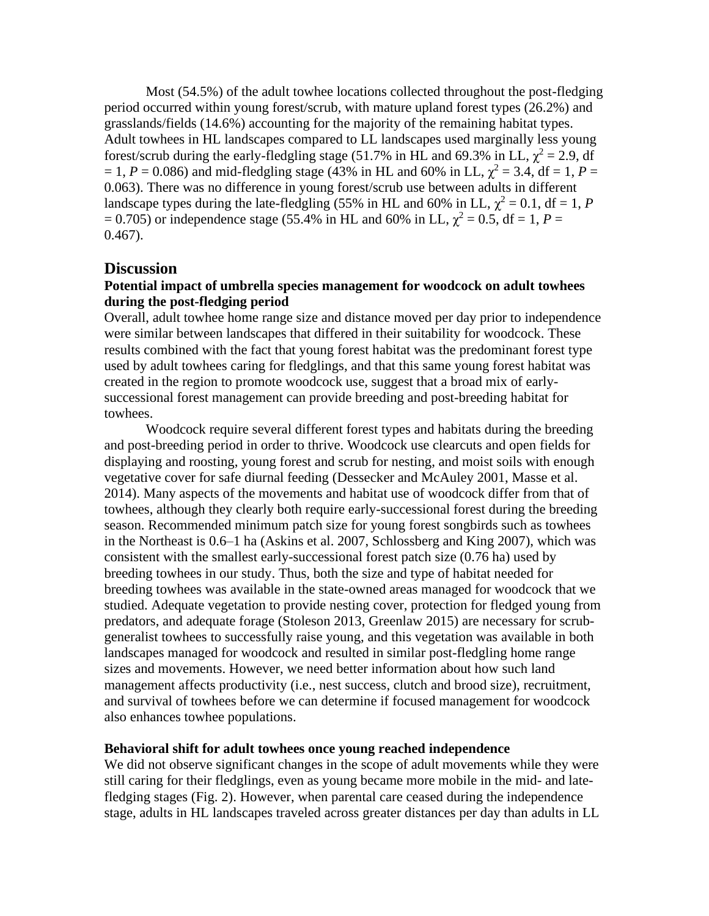Most (54.5%) of the adult towhee locations collected throughout the post-fledging period occurred within young forest/scrub, with mature upland forest types (26.2%) and grasslands/fields (14.6%) accounting for the majority of the remaining habitat types. Adult towhees in HL landscapes compared to LL landscapes used marginally less young forest/scrub during the early-fledgling stage (51.7% in HL and 69.3% in LL, $\chi^2 = 2.9$, df = 1, $P = 0.086$) and mid-fledgling stage (43% in HL and 60% in LL, $\chi^2 = 3.4$, df = 1, $P = 0.063$). There was no difference in young forest/scrub use between adults in different landscape types during the late-fledgling (55% in HL and 60% in LL, $\chi^2 = 0.1$, df = 1, $P = 0.705$) or independence stage (55.4% in HL and 60% in LL, $\chi^2 = 0.5$, df = 1, $P = 0.467$).

## Discussion

### Potential impact of umbrella species management for woodcock on adult towhees during the post-fledging period

Overall, adult towhee home range size and distance moved per day prior to independence were similar between landscapes that differed in their suitability for woodcock. These results combined with the fact that young forest habitat was the predominant forest type used by adult towhees caring for fledglings, and that this same young forest habitat was created in the region to promote woodcock use, suggest that a broad mix of early-successional forest management can provide breeding and post-breeding habitat for towhees.

Woodcock require several different forest types and habitats during the breeding and post-breeding period in order to thrive. Woodcock use clearcuts and open fields for displaying and roosting, young forest and scrub for nesting, and moist soils with enough vegetative cover for safe diurnal feeding (Dessecker and McAuley 2001, Masse et al. 2014). Many aspects of the movements and habitat use of woodcock differ from that of towhees, although they clearly both require early-successional forest during the breeding season. Recommended minimum patch size for young forest songbirds such as towhees in the Northeast is 0.6–1 ha (Askins et al. 2007, Schlossberg and King 2007), which was consistent with the smallest early-successional forest patch size (0.76 ha) used by breeding towhees in our study. Thus, both the size and type of habitat needed for breeding towhees was available in the state-owned areas managed for woodcock that we studied. Adequate vegetation to provide nesting cover, protection for fledged young from predators, and adequate forage (Stoleson 2013, Greenlaw 2015) are necessary for scrub-generalist towhees to successfully raise young, and this vegetation was available in both landscapes managed for woodcock and resulted in similar post-fledgling home range sizes and movements. However, we need better information about how such land management affects productivity (i.e., nest success, clutch and brood size), recruitment, and survival of towhees before we can determine if focused management for woodcock also enhances towhee populations.

### Behavioral shift for adult towhees once young reached independence

We did not observe significant changes in the scope of adult movements while they were still caring for their fledglings, even as young became more mobile in the mid- and late-fledging stages (Fig. 2). However, when parental care ceased during the independence stage, adults in HL landscapes traveled across greater distances per day than adults in LL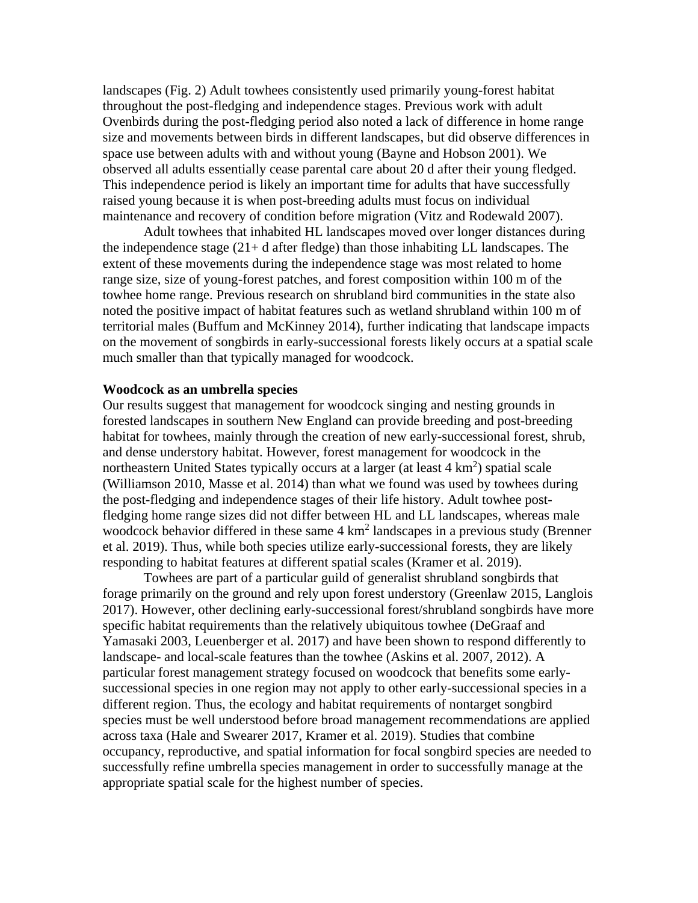landscapes (Fig. 2) Adult towhees consistently used primarily young-forest habitat throughout the post-fledging and independence stages. Previous work with adult Ovenbirds during the post-fledging period also noted a lack of difference in home range size and movements between birds in different landscapes, but did observe differences in space use between adults with and without young (Bayne and Hobson 2001). We observed all adults essentially cease parental care about 20 d after their young fledged. This independence period is likely an important time for adults that have successfully raised young because it is when post-breeding adults must focus on individual maintenance and recovery of condition before migration (Vitz and Rodewald 2007).

Adult towhees that inhabited HL landscapes moved over longer distances during the independence stage (21+ d after fledge) than those inhabiting LL landscapes. The extent of these movements during the independence stage was most related to home range size, size of young-forest patches, and forest composition within 100 m of the towhee home range. Previous research on shrubland bird communities in the state also noted the positive impact of habitat features such as wetland shrubland within 100 m of territorial males (Buffum and McKinney 2014), further indicating that landscape impacts on the movement of songbirds in early-successional forests likely occurs at a spatial scale much smaller than that typically managed for woodcock.

**Woodcock as an umbrella species**

Our results suggest that management for woodcock singing and nesting grounds in forested landscapes in southern New England can provide breeding and post-breeding habitat for towhees, mainly through the creation of new early-successional forest, shrub, and dense understory habitat. However, forest management for woodcock in the northeastern United States typically occurs at a larger (at least 4 $km^2$) spatial scale (Williamson 2010, Masse et al. 2014) than what we found was used by towhees during the post-fledging and independence stages of their life history. Adult towhee post-fledging home range sizes did not differ between HL and LL landscapes, whereas male woodcock behavior differed in these same 4 $km^2$ landscapes in a previous study (Brenner et al. 2019). Thus, while both species utilize early-successional forests, they are likely responding to habitat features at different spatial scales (Kramer et al. 2019).

Towhees are part of a particular guild of generalist shrubland songbirds that forage primarily on the ground and rely upon forest understory (Greenlaw 2015, Langlois 2017). However, other declining early-successional forest/shrubland songbirds have more specific habitat requirements than the relatively ubiquitous towhee (DeGraaf and Yamasaki 2003, Leuenberger et al. 2017) and have been shown to respond differently to landscape- and local-scale features than the towhee (Askins et al. 2007, 2012). A particular forest management strategy focused on woodcock that benefits some early-successional species in one region may not apply to other early-successional species in a different region. Thus, the ecology and habitat requirements of nontarget songbird species must be well understood before broad management recommendations are applied across taxa (Hale and Swearer 2017, Kramer et al. 2019). Studies that combine occupancy, reproductive, and spatial information for focal songbird species are needed to successfully refine umbrella species management in order to successfully manage at the appropriate spatial scale for the highest number of species.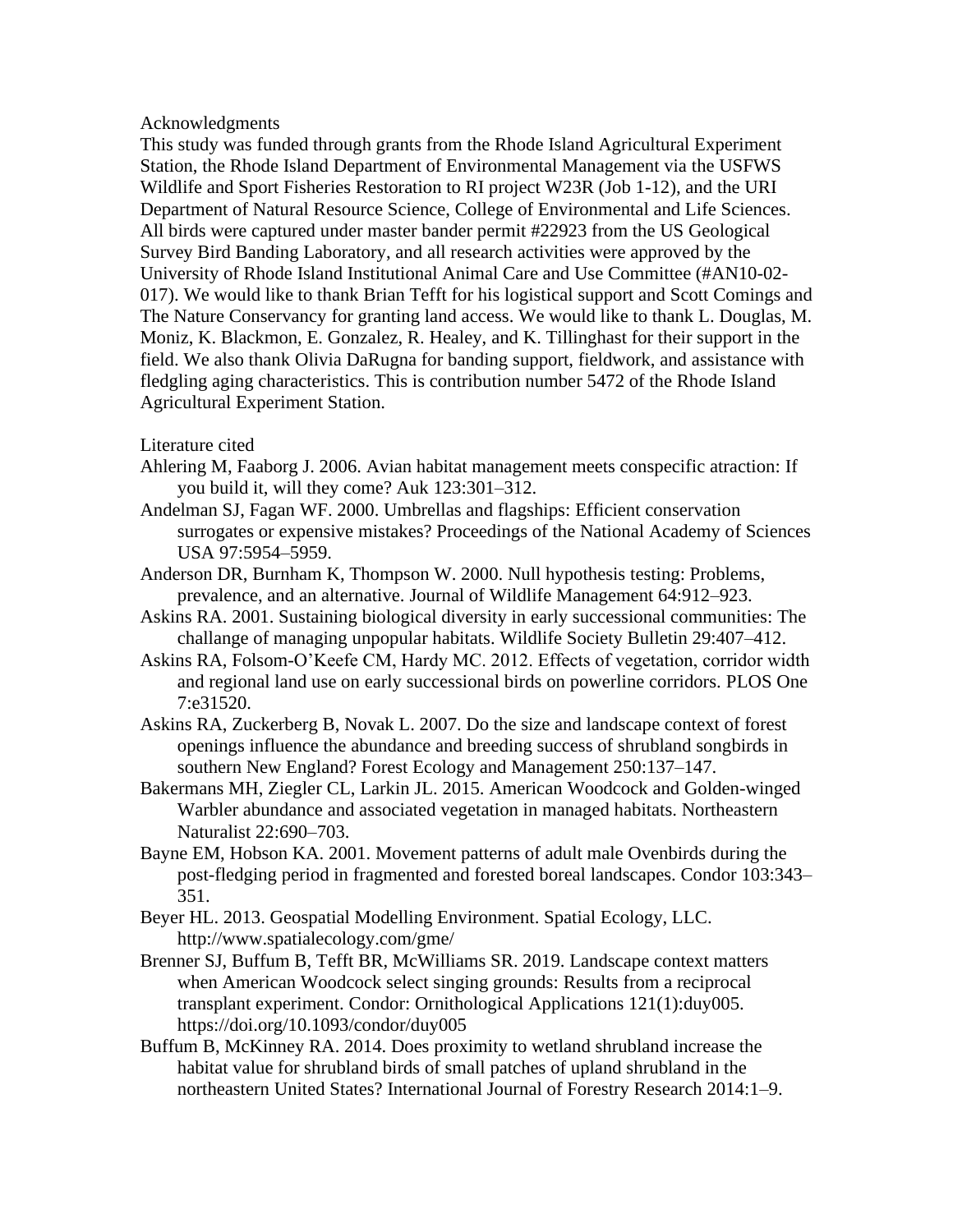## Acknowledgments

This study was funded through grants from the Rhode Island Agricultural Experiment Station, the Rhode Island Department of Environmental Management via the USFWS Wildlife and Sport Fisheries Restoration to RI project W23R (Job 1-12), and the URI Department of Natural Resource Science, College of Environmental and Life Sciences. All birds were captured under master bander permit #22923 from the US Geological Survey Bird Banding Laboratory, and all research activities were approved by the University of Rhode Island Institutional Animal Care and Use Committee (#AN10-02-017). We would like to thank Brian Tefft for his logistical support and Scott Comings and The Nature Conservancy for granting land access. We would like to thank L. Douglas, M. Moniz, K. Blackmon, E. Gonzalez, R. Healey, and K. Tillinghast for their support in the field. We also thank Olivia DaRugna for banding support, fieldwork, and assistance with fledgling aging characteristics. This is contribution number 5472 of the Rhode Island Agricultural Experiment Station.

## Literature cited

Ahlering M, Faaborg J. 2006. Avian habitat management meets conspecific atraction: If you build it, will they come? Auk 123:301–312.

Andelman SJ, Fagan WF. 2000. Umbrellas and flagships: Efficient conservation surrogates or expensive mistakes? Proceedings of the National Academy of Sciences USA 97:5954–5959.

Anderson DR, Burnham K, Thompson W. 2000. Null hypothesis testing: Problems, prevalence, and an alternative. Journal of Wildlife Management 64:912–923.

Askins RA. 2001. Sustaining biological diversity in early successional communities: The challange of managing unpopular habitats. Wildlife Society Bulletin 29:407–412.

Askins RA, Folsom-O'Keefe CM, Hardy MC. 2012. Effects of vegetation, corridor width and regional land use on early successional birds on powerline corridors. PLOS One 7:e31520.

Askins RA, Zuckerberg B, Novak L. 2007. Do the size and landscape context of forest openings influence the abundance and breeding success of shrubland songbirds in southern New England? Forest Ecology and Management 250:137–147.

Bakermans MH, Ziegler CL, Larkin JL. 2015. American Woodcock and Golden-winged Warbler abundance and associated vegetation in managed habitats. Northeastern Naturalist 22:690–703.

Bayne EM, Hobson KA. 2001. Movement patterns of adult male Ovenbirds during the post-fledging period in fragmented and forested boreal landscapes. Condor 103:343–351.

Beyer HL. 2013. Geospatial Modelling Environment. Spatial Ecology, LLC. http://www.spatialecology.com/gme/

Brenner SJ, Buffum B, Tefft BR, McWilliams SR. 2019. Landscape context matters when American Woodcock select singing grounds: Results from a reciprocal transplant experiment. Condor: Ornithological Applications 121(1):duy005. https://doi.org/10.1093/condor/duy005

Buffum B, McKinney RA. 2014. Does proximity to wetland shrubland increase the habitat value for shrubland birds of small patches of upland shrubland in the northeastern United States? International Journal of Forestry Research 2014:1–9.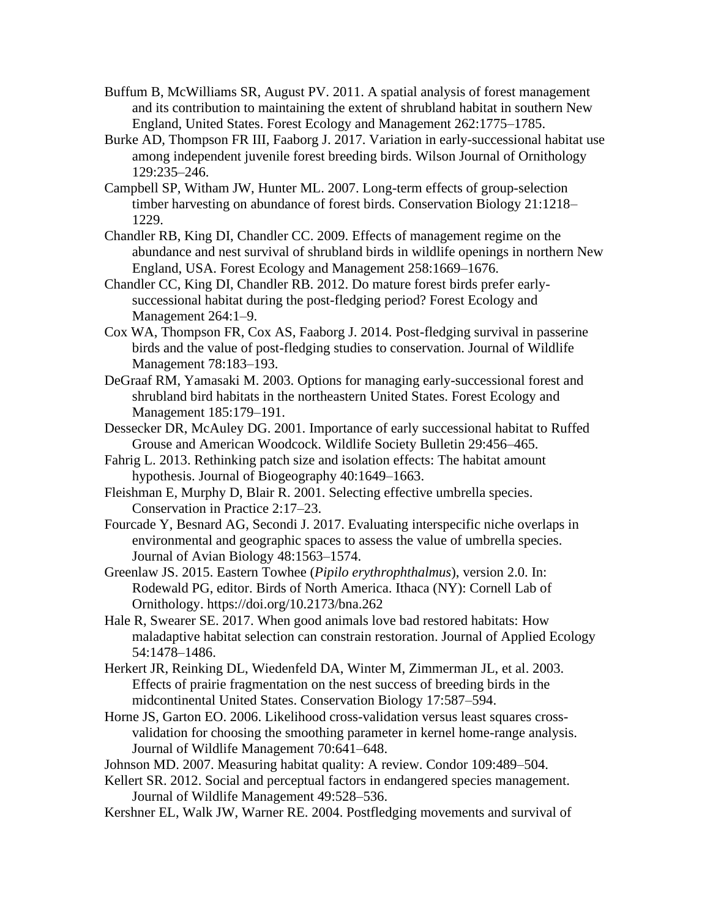Buffum B, McWilliams SR, August PV. 2011. A spatial analysis of forest management and its contribution to maintaining the extent of shrubland habitat in southern New England, United States. Forest Ecology and Management 262:1775–1785.

Burke AD, Thompson FR III, Faaborg J. 2017. Variation in early-successional habitat use among independent juvenile forest breeding birds. Wilson Journal of Ornithology 129:235–246.

Campbell SP, Witham JW, Hunter ML. 2007. Long-term effects of group-selection timber harvesting on abundance of forest birds. Conservation Biology 21:1218–1229.

Chandler RB, King DI, Chandler CC. 2009. Effects of management regime on the abundance and nest survival of shrubland birds in wildlife openings in northern New England, USA. Forest Ecology and Management 258:1669–1676.

Chandler CC, King DI, Chandler RB. 2012. Do mature forest birds prefer early-successional habitat during the post-fledging period? Forest Ecology and Management 264:1–9.

Cox WA, Thompson FR, Cox AS, Faaborg J. 2014. Post-fledging survival in passerine birds and the value of post-fledging studies to conservation. Journal of Wildlife Management 78:183–193.

DeGraaf RM, Yamasaki M. 2003. Options for managing early-successional forest and shrubland bird habitats in the northeastern United States. Forest Ecology and Management 185:179–191.

Dessecker DR, McAuley DG. 2001. Importance of early successional habitat to Ruffed Grouse and American Woodcock. Wildlife Society Bulletin 29:456–465.

Fahrig L. 2013. Rethinking patch size and isolation effects: The habitat amount hypothesis. Journal of Biogeography 40:1649–1663.

Fleishman E, Murphy D, Blair R. 2001. Selecting effective umbrella species. Conservation in Practice 2:17–23.

Fourcade Y, Besnard AG, Secondi J. 2017. Evaluating interspecific niche overlaps in environmental and geographic spaces to assess the value of umbrella species. Journal of Avian Biology 48:1563–1574.

Greenlaw JS. 2015. Eastern Towhee (*Pipilo erythrophthalmus*), version 2.0. In: Rodewald PG, editor. Birds of North America. Ithaca (NY): Cornell Lab of Ornithology. https://doi.org/10.2173/bna.262

Hale R, Swearer SE. 2017. When good animals love bad restored habitats: How maladaptive habitat selection can constrain restoration. Journal of Applied Ecology 54:1478–1486.

Herkert JR, Reinking DL, Wiedenfeld DA, Winter M, Zimmerman JL, et al. 2003. Effects of prairie fragmentation on the nest success of breeding birds in the midcontinental United States. Conservation Biology 17:587–594.

Horne JS, Garton EO. 2006. Likelihood cross-validation versus least squares cross-validation for choosing the smoothing parameter in kernel home-range analysis. Journal of Wildlife Management 70:641–648.

Johnson MD. 2007. Measuring habitat quality: A review. Condor 109:489–504.

Kellert SR. 2012. Social and perceptual factors in endangered species management. Journal of Wildlife Management 49:528–536.

Kershner EL, Walk JW, Warner RE. 2004. Postfledging movements and survival of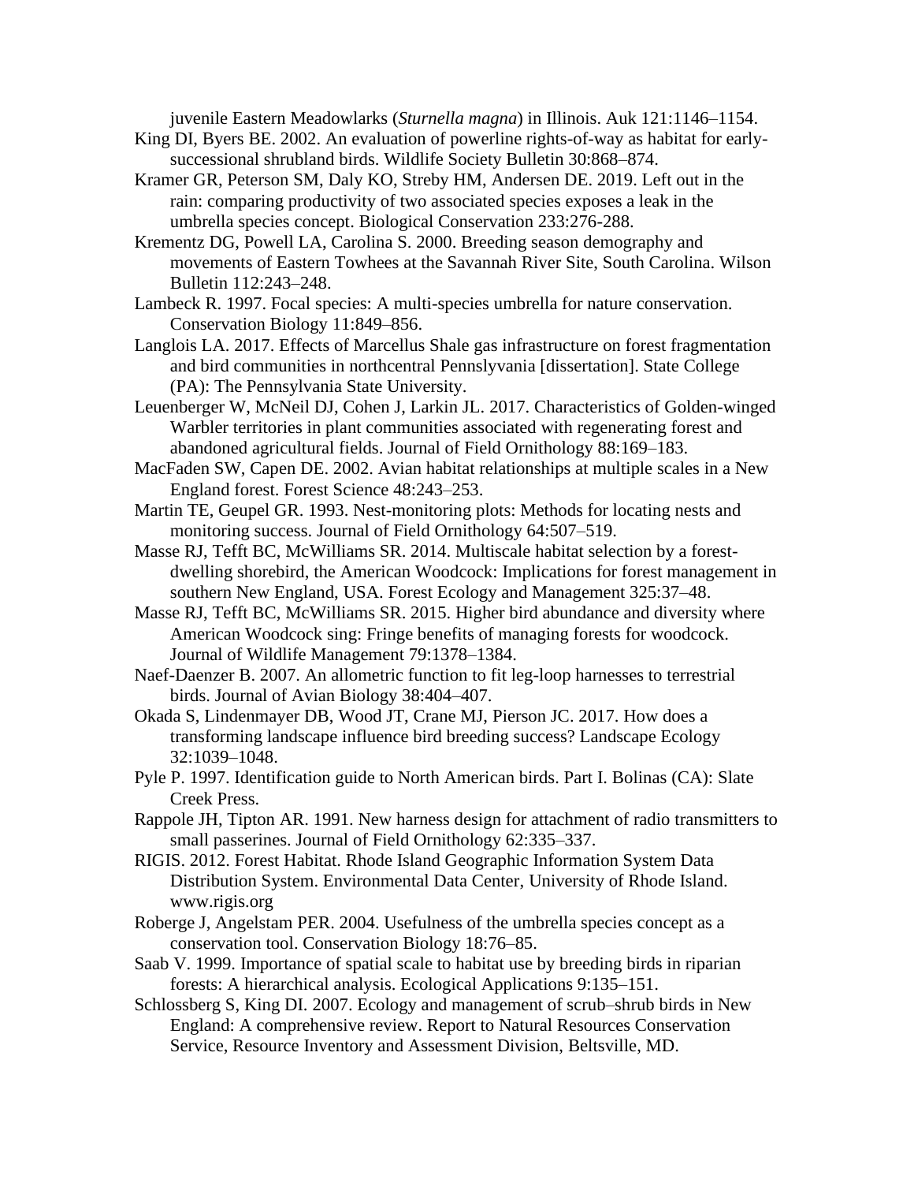juvenile Eastern Meadowlarks (*Sturnella magna*) in Illinois. Auk 121:1146–1154.

King DI, Byers BE. 2002. An evaluation of powerline rights-of-way as habitat for early-successional shrubland birds. Wildlife Society Bulletin 30:868–874.

Kramer GR, Peterson SM, Daly KO, Streby HM, Andersen DE. 2019. Left out in the rain: comparing productivity of two associated species exposes a leak in the umbrella species concept. Biological Conservation 233:276-288.

Krementz DG, Powell LA, Carolina S. 2000. Breeding season demography and movements of Eastern Towhees at the Savannah River Site, South Carolina. Wilson Bulletin 112:243–248.

Lambeck R. 1997. Focal species: A multi-species umbrella for nature conservation. Conservation Biology 11:849–856.

Langlois LA. 2017. Effects of Marcellus Shale gas infrastructure on forest fragmentation and bird communities in northcentral Pennslyvania [dissertation]. State College (PA): The Pennsylvania State University.

Leuenberger W, McNeil DJ, Cohen J, Larkin JL. 2017. Characteristics of Golden-winged Warbler territories in plant communities associated with regenerating forest and abandoned agricultural fields. Journal of Field Ornithology 88:169–183.

MacFaden SW, Capen DE. 2002. Avian habitat relationships at multiple scales in a New England forest. Forest Science 48:243–253.

Martin TE, Geupel GR. 1993. Nest-monitoring plots: Methods for locating nests and monitoring success. Journal of Field Ornithology 64:507–519.

Masse RJ, Tefft BC, McWilliams SR. 2014. Multiscale habitat selection by a forest-dwelling shorebird, the American Woodcock: Implications for forest management in southern New England, USA. Forest Ecology and Management 325:37–48.

Masse RJ, Tefft BC, McWilliams SR. 2015. Higher bird abundance and diversity where American Woodcock sing: Fringe benefits of managing forests for woodcock. Journal of Wildlife Management 79:1378–1384.

Naef-Daenzer B. 2007. An allometric function to fit leg-loop harnesses to terrestrial birds. Journal of Avian Biology 38:404–407.

Okada S, Lindenmayer DB, Wood JT, Crane MJ, Pierson JC. 2017. How does a transforming landscape influence bird breeding success? Landscape Ecology 32:1039–1048.

Pyle P. 1997. Identification guide to North American birds. Part I. Bolinas (CA): Slate Creek Press.

Rappole JH, Tipton AR. 1991. New harness design for attachment of radio transmitters to small passerines. Journal of Field Ornithology 62:335–337.

RIGIS. 2012. Forest Habitat. Rhode Island Geographic Information System Data Distribution System. Environmental Data Center, University of Rhode Island. www.rigis.org

Roberge J, Angelstam PER. 2004. Usefulness of the umbrella species concept as a conservation tool. Conservation Biology 18:76–85.

Saab V. 1999. Importance of spatial scale to habitat use by breeding birds in riparian forests: A hierarchical analysis. Ecological Applications 9:135–151.

Schlossberg S, King DI. 2007. Ecology and management of scrub–shrub birds in New England: A comprehensive review. Report to Natural Resources Conservation Service, Resource Inventory and Assessment Division, Beltsville, MD.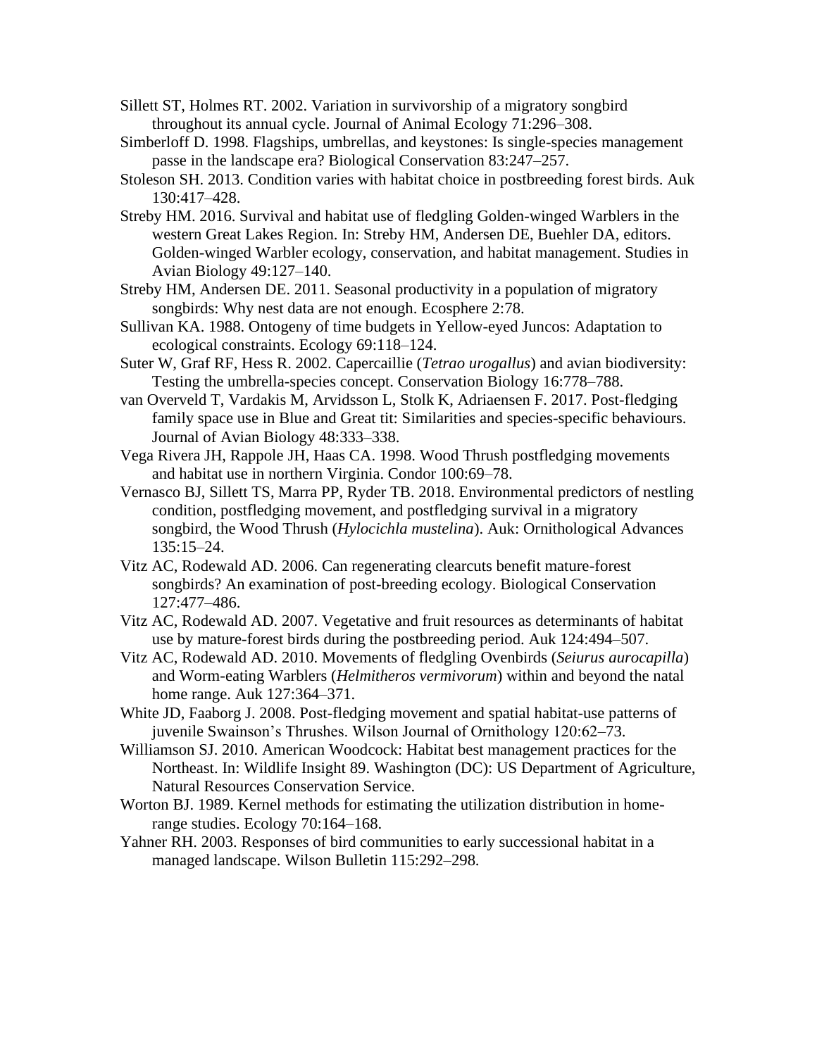Sillett ST, Holmes RT. 2002. Variation in survivorship of a migratory songbird throughout its annual cycle. Journal of Animal Ecology 71:296–308.

Simberloff D. 1998. Flagships, umbrellas, and keystones: Is single-species management passe in the landscape era? Biological Conservation 83:247–257.

Stoleson SH. 2013. Condition varies with habitat choice in postbreeding forest birds. Auk 130:417–428.

Streby HM. 2016. Survival and habitat use of fledgling Golden-winged Warblers in the western Great Lakes Region. In: Streby HM, Andersen DE, Buehler DA, editors. Golden-winged Warbler ecology, conservation, and habitat management. Studies in Avian Biology 49:127–140.

Streby HM, Andersen DE. 2011. Seasonal productivity in a population of migratory songbirds: Why nest data are not enough. Ecosphere 2:78.

Sullivan KA. 1988. Ontogeny of time budgets in Yellow-eyed Juncos: Adaptation to ecological constraints. Ecology 69:118–124.

Suter W, Graf RF, Hess R. 2002. Capercaillie (*Tetrao urogallus*) and avian biodiversity: Testing the umbrella-species concept. Conservation Biology 16:778–788.

van Overveld T, Vardakis M, Arvidsson L, Stolk K, Adriaensen F. 2017. Post-fledging family space use in Blue and Great tit: Similarities and species-specific behaviours. Journal of Avian Biology 48:333–338.

Vega Rivera JH, Rappole JH, Haas CA. 1998. Wood Thrush postfledging movements and habitat use in northern Virginia. Condor 100:69–78.

Vernasco BJ, Sillett TS, Marra PP, Ryder TB. 2018. Environmental predictors of nestling condition, postfledging movement, and postfledging survival in a migratory songbird, the Wood Thrush (*Hylocichla mustelina*). Auk: Ornithological Advances 135:15–24.

Vitz AC, Rodewald AD. 2006. Can regenerating clearcuts benefit mature-forest songbirds? An examination of post-breeding ecology. Biological Conservation 127:477–486.

Vitz AC, Rodewald AD. 2007. Vegetative and fruit resources as determinants of habitat use by mature-forest birds during the postbreeding period. Auk 124:494–507.

Vitz AC, Rodewald AD. 2010. Movements of fledgling Ovenbirds (*Seiurus aurocapilla*) and Worm-eating Warblers (*Helmitheros vermivorum*) within and beyond the natal home range. Auk 127:364–371.

White JD, Faaborg J. 2008. Post-fledging movement and spatial habitat-use patterns of juvenile Swainson's Thrushes. Wilson Journal of Ornithology 120:62–73.

Williamson SJ. 2010. American Woodcock: Habitat best management practices for the Northeast. In: Wildlife Insight 89. Washington (DC): US Department of Agriculture, Natural Resources Conservation Service.

Worton BJ. 1989. Kernel methods for estimating the utilization distribution in home-range studies. Ecology 70:164–168.

Yahner RH. 2003. Responses of bird communities to early successional habitat in a managed landscape. Wilson Bulletin 115:292–298.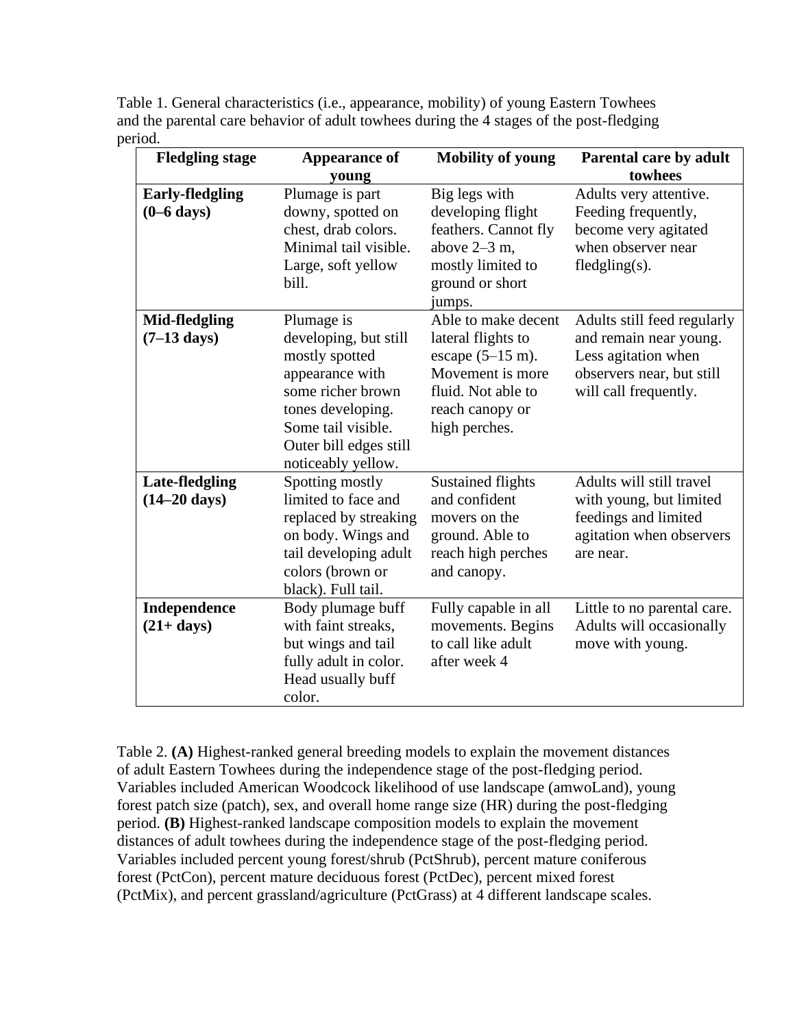Table 1. General characteristics (i.e., appearance, mobility) of young Eastern Towhees and the parental care behavior of adult towhees during the 4 stages of the post-fledging period.

| Fledgling stage | Appearance of young | Mobility of young | Parental care by adult towhees |
|---|---|---|---|
| **Early-fledgling (0–6 days)** | Plumage is part downy, spotted on chest, drab colors. Minimal tail visible. Large, soft yellow bill. | Big legs with developing flight feathers. Cannot fly above 2–3 m, mostly limited to ground or short jumps. | Adults very attentive. Feeding frequently, become very agitated when observer near fledgling(s). |
| **Mid-fledgling (7–13 days)** | Plumage is developing, but still mostly spotted appearance with some richer brown tones developing. Some tail visible. Outer bill edges still noticeably yellow. | Able to make decent lateral flights to escape (5–15 m). Movement is more fluid. Not able to reach canopy or high perches. | Adults still feed regularly and remain near young. Less agitation when observers near, but still will call frequently. |
| **Late-fledgling (14–20 days)** | Spotting mostly limited to face and replaced by streaking on body. Wings and tail developing adult colors (brown or black). Full tail. | Sustained flights and confident movers on the ground. Able to reach high perches and canopy. | Adults will still travel with young, but limited feedings and limited agitation when observers are near. |
| **Independence (21+ days)** | Body plumage buff with faint streaks, but wings and tail fully adult in color. Head usually buff color. | Fully capable in all movements. Begins to call like adult after week 4 | Little to no parental care. Adults will occasionally move with young. |

Table 2. **(A)** Highest-ranked general breeding models to explain the movement distances of adult Eastern Towhees during the independence stage of the post-fledging period. Variables included American Woodcock likelihood of use landscape (amwoLand), young forest patch size (patch), sex, and overall home range size (HR) during the post-fledging period. **(B)** Highest-ranked landscape composition models to explain the movement distances of adult towhees during the independence stage of the post-fledging period. Variables included percent young forest/shrub (PctShrub), percent mature coniferous forest (PctCon), percent mature deciduous forest (PctDec), percent mixed forest (PctMix), and percent grassland/agriculture (PctGrass) at 4 different landscape scales.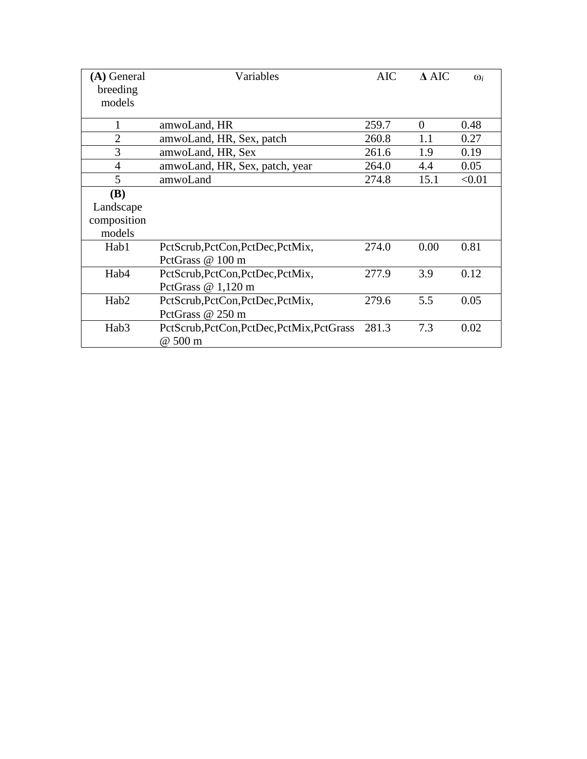| **(A)** General breeding models | Variables | AIC | **Δ** AIC | $\omega_i$ |
| --- | --- | --- | --- | --- |
| 1 | amwoLand, HR | 259.7 | 0 | 0.48 |
| 2 | amwoLand, HR, Sex, patch | 260.8 | 1.1 | 0.27 |
| 3 | amwoLand, HR, Sex | 261.6 | 1.9 | 0.19 |
| 4 | amwoLand, HR, Sex, patch, year | 264.0 | 4.4 | 0.05 |
| 5 | amwoLand | 274.8 | 15.1 | <0.01 |
| **(B)** Landscape composition models | | | | |
| Hab1 | PctScrub,PctCon,PctDec,PctMix, PctGrass @ 100 m | 274.0 | 0.00 | 0.81 |
| Hab4 | PctScrub,PctCon,PctDec,PctMix, PctGrass @ 1,120 m | 277.9 | 3.9 | 0.12 |
| Hab2 | PctScrub,PctCon,PctDec,PctMix, PctGrass @ 250 m | 279.6 | 5.5 | 0.05 |
| Hab3 | PctScrub,PctCon,PctDec,PctMix,PctGrass @ 500 m | 281.3 | 7.3 | 0.02 |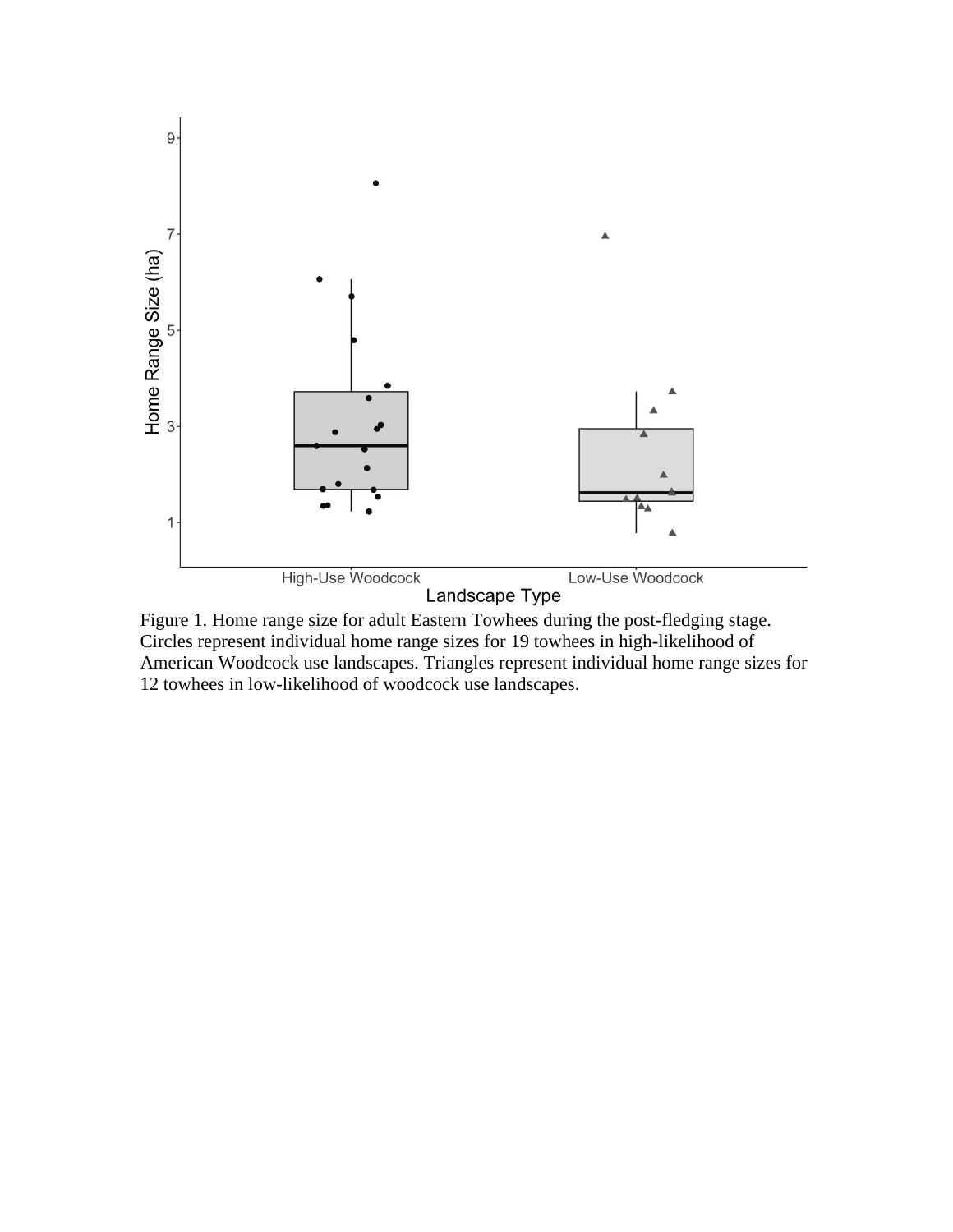Figure 1. Home range size for adult Eastern Towhees during the post-fledging stage. Circles represent individual home range sizes for 19 towhees in high-likelihood of American Woodcock use landscapes. Triangles represent individual home range sizes for 12 towhees in low-likelihood of woodcock use landscapes.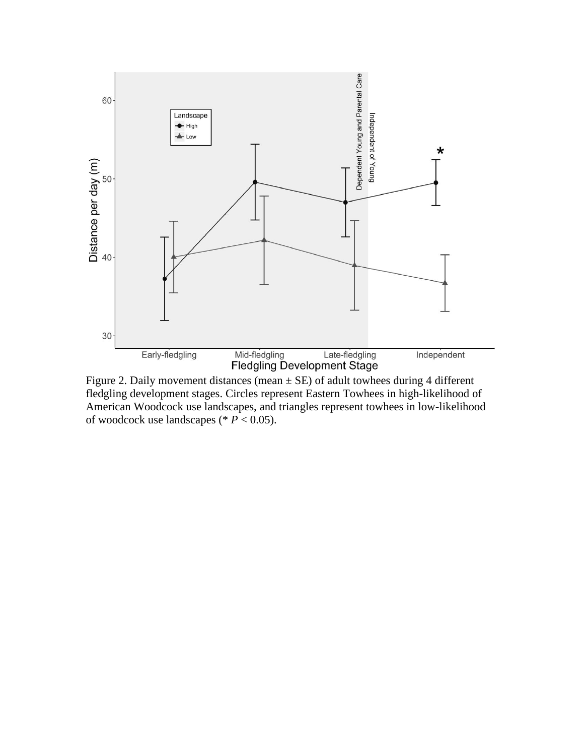60

50

40

30

Distance per day (m)

Landscape

High

Low

Dependent Young and Parental Care

Independent of Young

*

Early-fledgling

Mid-fledgling

Late-fledgling

Independent

Fledgling Development Stage

Figure 2. Daily movement distances (mean ± SE) of adult towhees during 4 different fledgling development stages. Circles represent Eastern Towhees in high-likelihood of American Woodcock use landscapes, and triangles represent towhees in low-likelihood of woodcock use landscapes (* $P < 0.05$).